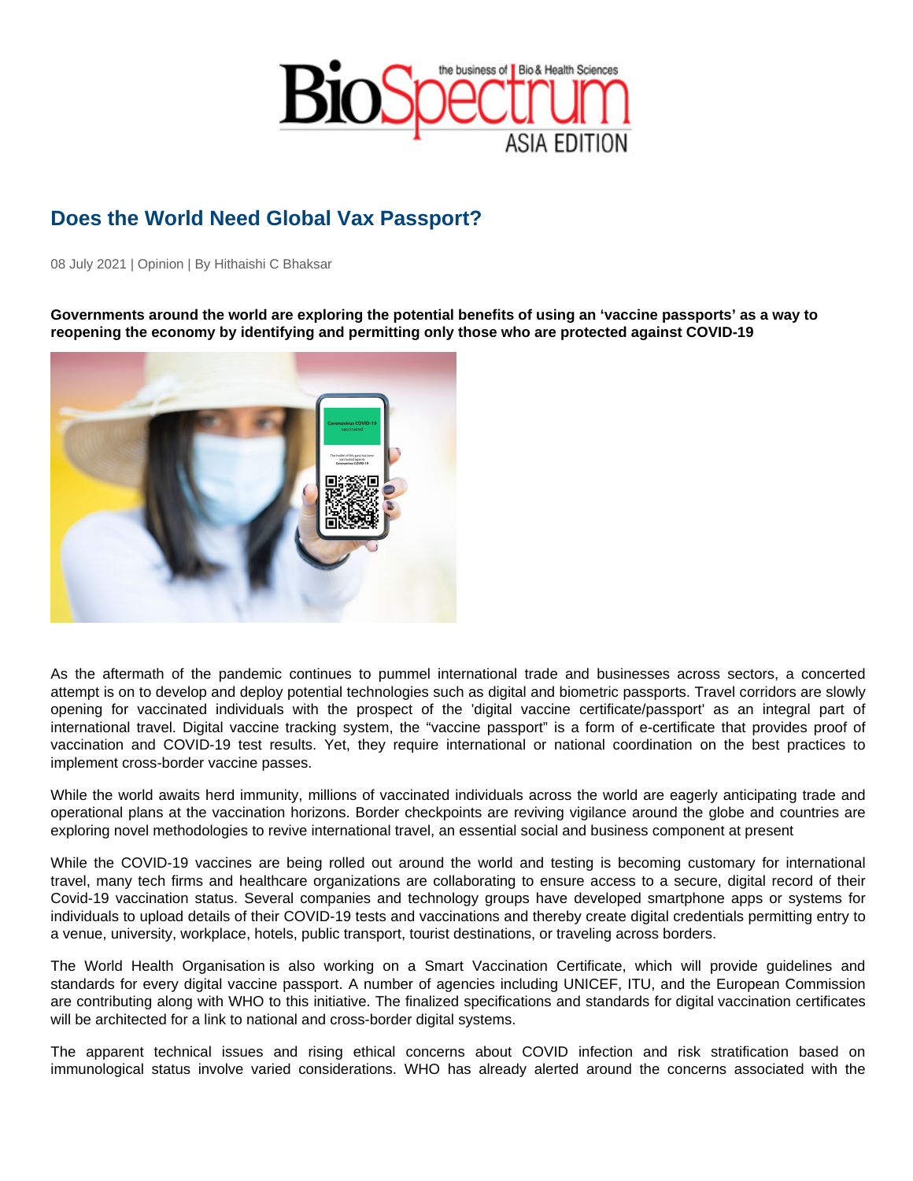# Does the World Need Global Vax Passport?

08 July 2021 | Opinion | By Hithaishi C Bhaksar

**Governments around the world are exploring the potential benefits of using an 'vaccine passports' as a way to reopening the economy by identifying and permitting only those who are protected against COVID-19**

As the aftermath of the pandemic continues to pummel international trade and businesses across sectors, a concerted attempt is on to develop and deploy potential technologies such as digital and biometric passports. Travel corridors are slowly opening for vaccinated individuals with the prospect of the 'digital vaccine certificate/passport' as an integral part of international travel. Digital vaccine tracking system, the "vaccine passport" is a form of e-certificate that provides proof of vaccination and COVID-19 test results. Yet, they require international or national coordination on the best practices to implement cross-border vaccine passes.

While the world awaits herd immunity, millions of vaccinated individuals across the world are eagerly anticipating trade and operational plans at the vaccination horizons. Border checkpoints are reviving vigilance around the globe and countries are exploring novel methodologies to revive international travel, an essential social and business component at present

While the COVID-19 vaccines are being rolled out around the world and testing is becoming customary for international travel, many tech firms and healthcare organizations are collaborating to ensure access to a secure, digital record of their Covid-19 vaccination status. Several companies and technology groups have developed smartphone apps or systems for individuals to upload details of their COVID-19 tests and vaccinations and thereby create digital credentials permitting entry to a venue, university, workplace, hotels, public transport, tourist destinations, or traveling across borders.

The World Health Organisation is also working on a Smart Vaccination Certificate, which will provide guidelines and standards for every digital vaccine passport. A number of agencies including UNICEF, ITU, and the European Commission are contributing along with WHO to this initiative. The finalized specifications and standards for digital vaccination certificates will be architected for a link to national and cross-border digital systems.

The apparent technical issues and rising ethical concerns about COVID infection and risk stratification based on immunological status involve varied considerations. WHO has already alerted around the concerns associated with the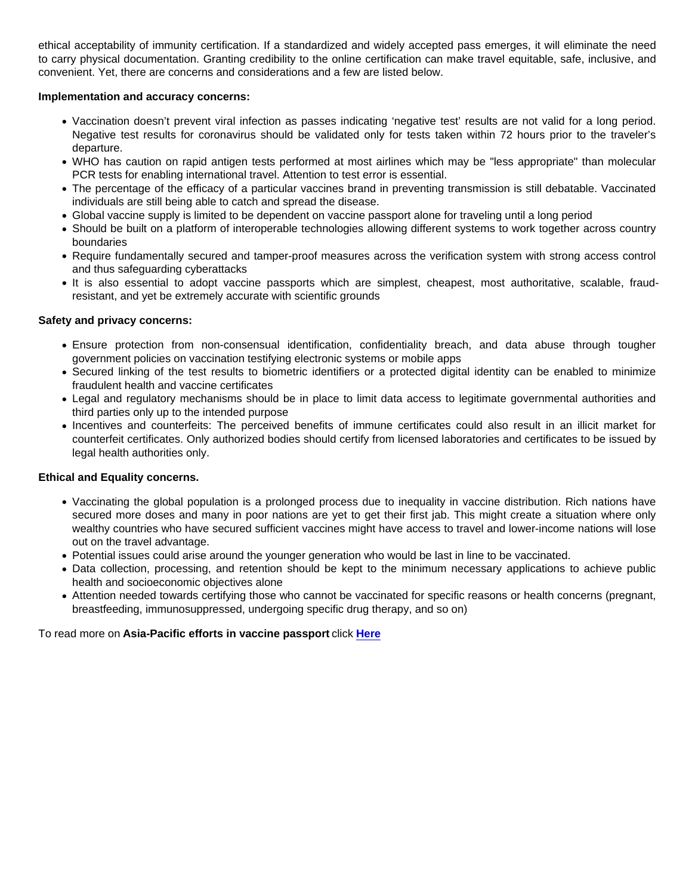ethical acceptability of immunity certification. If a standardized and widely accepted pass emerges, it will eliminate the need to carry physical documentation. Granting credibility to the online certification can make travel equitable, safe, inclusive, and convenient. Yet, there are concerns and considerations and a few are listed below.

**Implementation and accuracy concerns:**

- Vaccination doesn't prevent viral infection as passes indicating 'negative test' results are not valid for a long period. Negative test results for coronavirus should be validated only for tests taken within 72 hours prior to the traveler's departure.
- WHO has caution on rapid antigen tests performed at most airlines which may be "less appropriate" than molecular PCR tests for enabling international travel. Attention to test error is essential.
- The percentage of the efficacy of a particular vaccines brand in preventing transmission is still debatable. Vaccinated individuals are still being able to catch and spread the disease.
- Global vaccine supply is limited to be dependent on vaccine passport alone for traveling until a long period
- Should be built on a platform of interoperable technologies allowing different systems to work together across country boundaries
- Require fundamentally secured and tamper-proof measures across the verification system with strong access control and thus safeguarding cyberattacks
- It is also essential to adopt vaccine passports which are simplest, cheapest, most authoritative, scalable, fraud-resistant, and yet be extremely accurate with scientific grounds

**Safety and privacy concerns:**

- Ensure protection from non-consensual identification, confidentiality breach, and data abuse through tougher government policies on vaccination testifying electronic systems or mobile apps
- Secured linking of the test results to biometric identifiers or a protected digital identity can be enabled to minimize fraudulent health and vaccine certificates
- Legal and regulatory mechanisms should be in place to limit data access to legitimate governmental authorities and third parties only up to the intended purpose
- Incentives and counterfeits: The perceived benefits of immune certificates could also result in an illicit market for counterfeit certificates. Only authorized bodies should certify from licensed laboratories and certificates to be issued by legal health authorities only.

**Ethical and Equality concerns.**

- Vaccinating the global population is a prolonged process due to inequality in vaccine distribution. Rich nations have secured more doses and many in poor nations are yet to get their first jab. This might create a situation where only wealthy countries who have secured sufficient vaccines might have access to travel and lower-income nations will lose out on the travel advantage.
- Potential issues could arise around the younger generation who would be last in line to be vaccinated.
- Data collection, processing, and retention should be kept to the minimum necessary applications to achieve public health and socioeconomic objectives alone
- Attention needed towards certifying those who cannot be vaccinated for specific reasons or health concerns (pregnant, breastfeeding, immunosuppressed, undergoing specific drug therapy, and so on)

To read more on **Asia-Pacific efforts in vaccine passport** click **Here**